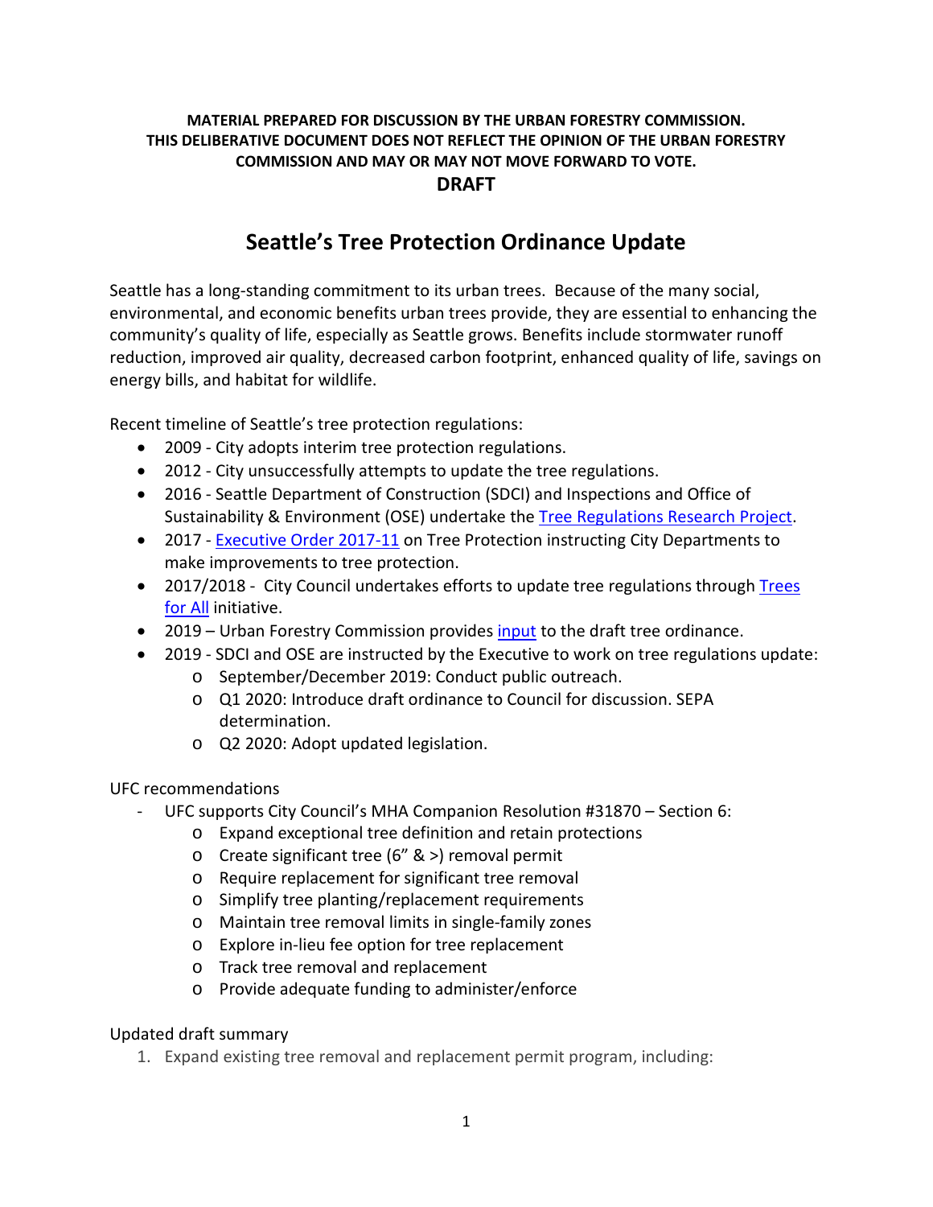**MATERIAL PREPARED FOR DISCUSSION BY THE URBAN FORESTRY COMMISSION. THIS DELIBERATIVE DOCUMENT DOES NOT REFLECT THE OPINION OF THE URBAN FORESTRY COMMISSION AND MAY OR MAY NOT MOVE FORWARD TO VOTE.**

**DRAFT**

# Seattle's Tree Protection Ordinance Update

Seattle has a long-standing commitment to its urban trees. Because of the many social, environmental, and economic benefits urban trees provide, they are essential to enhancing the community's quality of life, especially as Seattle grows. Benefits include stormwater runoff reduction, improved air quality, decreased carbon footprint, enhanced quality of life, savings on energy bills, and habitat for wildlife.

Recent timeline of Seattle's tree protection regulations:

- 2009 - City adopts interim tree protection regulations.
- 2012 - City unsuccessfully attempts to update the tree regulations.
- 2016 - Seattle Department of Construction (SDCI) and Inspections and Office of Sustainability & Environment (OSE) undertake the Tree Regulations Research Project.
- 2017 - Executive Order 2017-11 on Tree Protection instructing City Departments to make improvements to tree protection.
- 2017/2018 - City Council undertakes efforts to update tree regulations through Trees for All initiative.
- 2019 – Urban Forestry Commission provides input to the draft tree ordinance.
- 2019 - SDCI and OSE are instructed by the Executive to work on tree regulations update:
  - September/December 2019: Conduct public outreach.
  - Q1 2020: Introduce draft ordinance to Council for discussion. SEPA determination.
  - Q2 2020: Adopt updated legislation.

UFC recommendations

- UFC supports City Council's MHA Companion Resolution #31870 – Section 6:
  - Expand exceptional tree definition and retain protections
  - Create significant tree (6" & >) removal permit
  - Require replacement for significant tree removal
  - Simplify tree planting/replacement requirements
  - Maintain tree removal limits in single-family zones
  - Explore in-lieu fee option for tree replacement
  - Track tree removal and replacement
  - Provide adequate funding to administer/enforce

Updated draft summary

1. Expand existing tree removal and replacement permit program, including: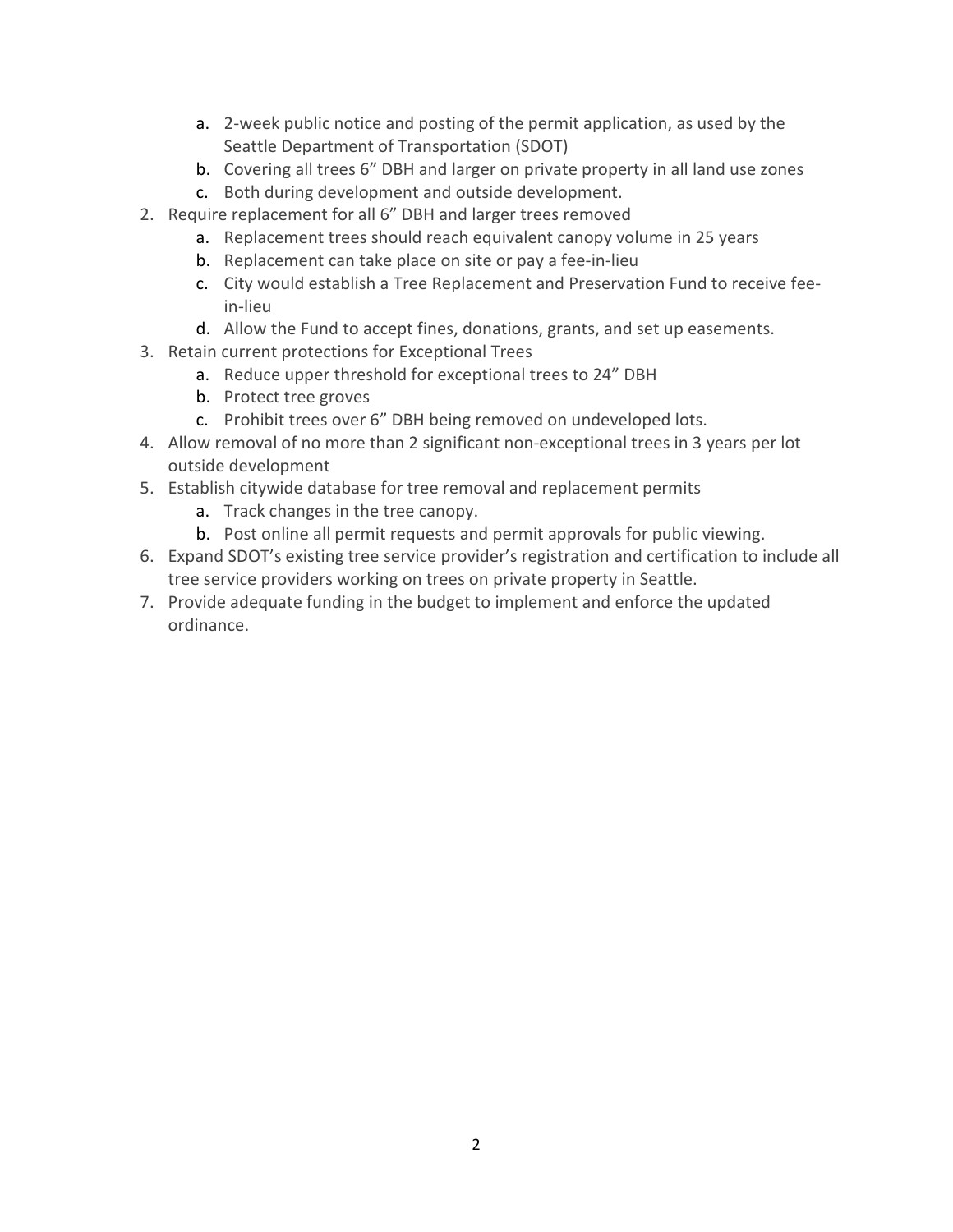a. 2-week public notice and posting of the permit application, as used by the Seattle Department of Transportation (SDOT)
   b. Covering all trees 6” DBH and larger on private property in all land use zones
   c. Both during development and outside development.
2. Require replacement for all 6” DBH and larger trees removed
   a. Replacement trees should reach equivalent canopy volume in 25 years
   b. Replacement can take place on site or pay a fee-in-lieu
   c. City would establish a Tree Replacement and Preservation Fund to receive fee-in-lieu
   d. Allow the Fund to accept fines, donations, grants, and set up easements.
3. Retain current protections for Exceptional Trees
   a. Reduce upper threshold for exceptional trees to 24” DBH
   b. Protect tree groves
   c. Prohibit trees over 6” DBH being removed on undeveloped lots.
4. Allow removal of no more than 2 significant non-exceptional trees in 3 years per lot outside development
5. Establish citywide database for tree removal and replacement permits
   a. Track changes in the tree canopy.
   b. Post online all permit requests and permit approvals for public viewing.
6. Expand SDOT’s existing tree service provider’s registration and certification to include all tree service providers working on trees on private property in Seattle.
7. Provide adequate funding in the budget to implement and enforce the updated ordinance.